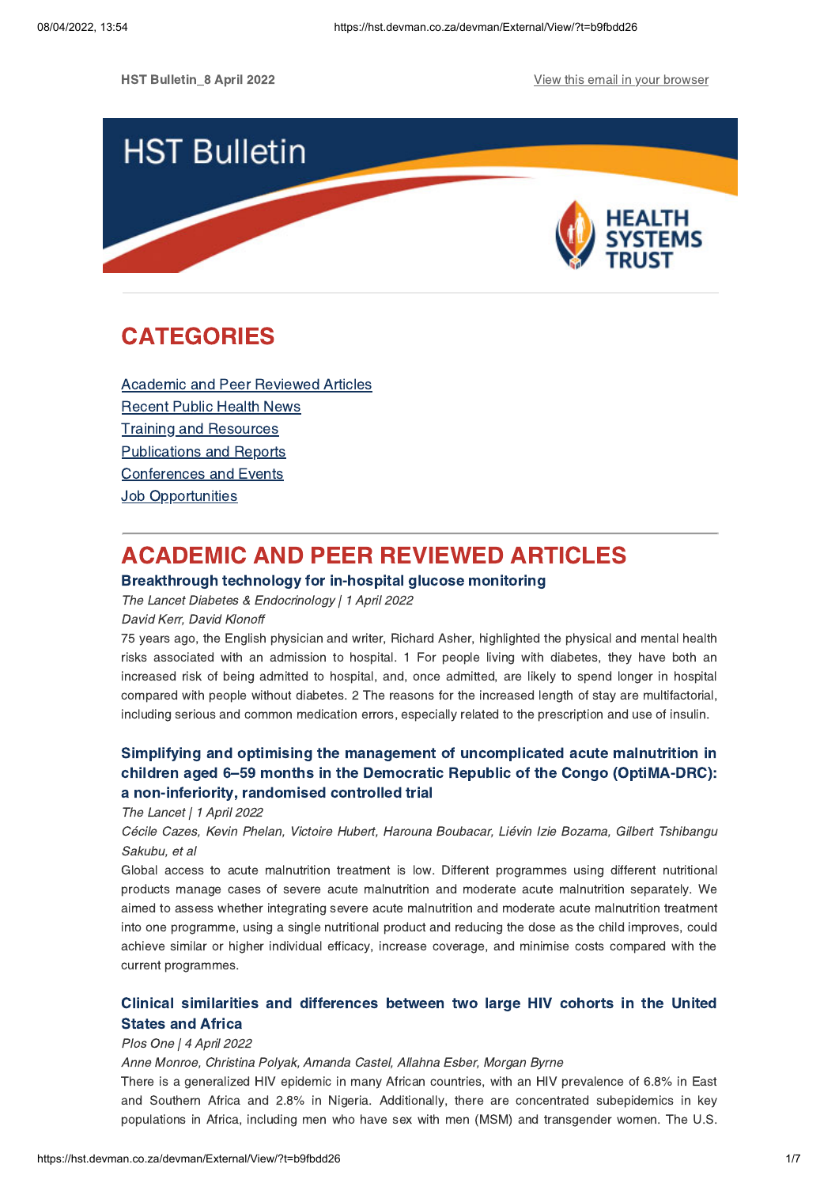HST Bulletin_8 April 2022

View this email in your browser

# HST Bulletin

HEALTH SYSTEMS TRUST

## CATEGORIES

- Academic and Peer Reviewed Articles
- Recent Public Health News
- Training and Resources
- Publications and Reports
- Conferences and Events
- Job Opportunities

## ACADEMIC AND PEER REVIEWED ARTICLES

### Breakthrough technology for in-hospital glucose monitoring

*The Lancet Diabetes & Endocrinology | 1 April 2022*

*David Kerr, David Klonoff*

75 years ago, the English physician and writer, Richard Asher, highlighted the physical and mental health risks associated with an admission to hospital. 1 For people living with diabetes, they have both an increased risk of being admitted to hospital, and, once admitted, are likely to spend longer in hospital compared with people without diabetes. 2 The reasons for the increased length of stay are multifactorial, including serious and common medication errors, especially related to the prescription and use of insulin.

### Simplifying and optimising the management of uncomplicated acute malnutrition in children aged 6–59 months in the Democratic Republic of the Congo (OptiMA-DRC): a non-inferiority, randomised controlled trial

*The Lancet | 1 April 2022*

*Cécile Cazes, Kevin Phelan, Victoire Hubert, Harouna Boubacar, Liévin Izie Bozama, Gilbert Tshibangu Sakubu, et al*

Global access to acute malnutrition treatment is low. Different programmes using different nutritional products manage cases of severe acute malnutrition and moderate acute malnutrition separately. We aimed to assess whether integrating severe acute malnutrition and moderate acute malnutrition treatment into one programme, using a single nutritional product and reducing the dose as the child improves, could achieve similar or higher individual efficacy, increase coverage, and minimise costs compared with the current programmes.

### Clinical similarities and differences between two large HIV cohorts in the United States and Africa

*Plos One | 4 April 2022*

*Anne Monroe, Christina Polyak, Amanda Castel, Allahna Esber, Morgan Byrne*

There is a generalized HIV epidemic in many African countries, with an HIV prevalence of 6.8% in East and Southern Africa and 2.8% in Nigeria. Additionally, there are concentrated subepidemics in key populations in Africa, including men who have sex with men (MSM) and transgender women. The U.S.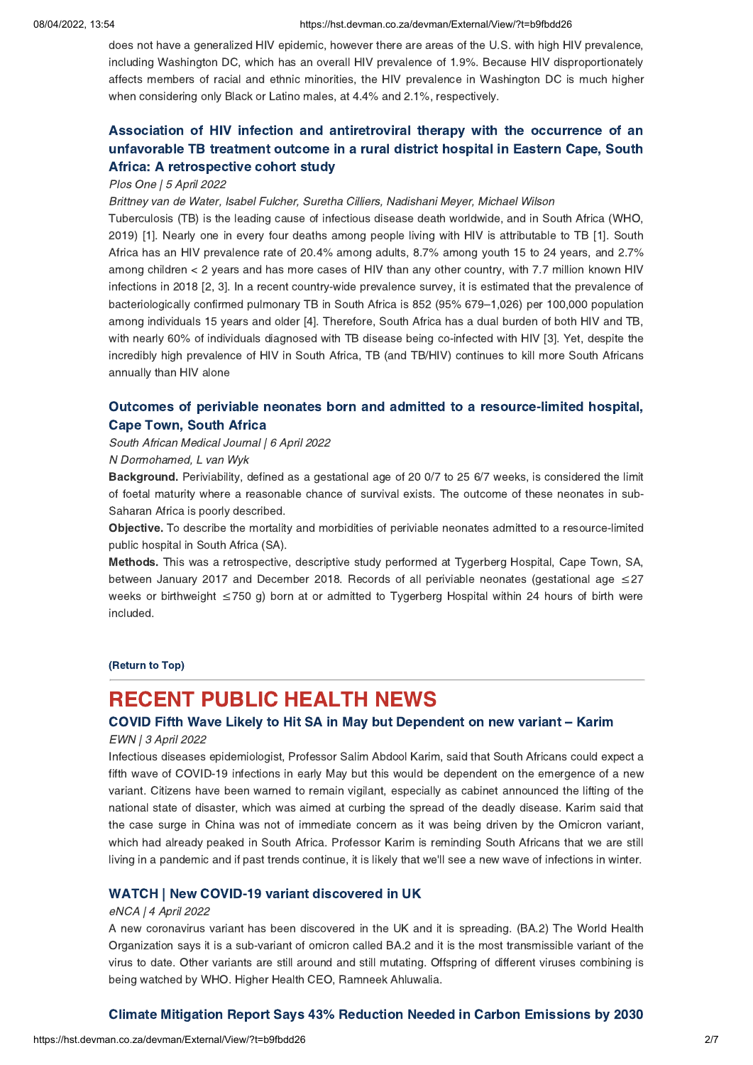does not have a generalized HIV epidemic, however there are areas of the U.S. with high HIV prevalence, including Washington DC, which has an overall HIV prevalence of 1.9%. Because HIV disproportionately affects members of racial and ethnic minorities, the HIV prevalence in Washington DC is much higher when considering only Black or Latino males, at 4.4% and 2.1%, respectively.

### Association of HIV infection and antiretroviral therapy with the occurrence of an unfavorable TB treatment outcome in a rural district hospital in Eastern Cape, South Africa: A retrospective cohort study

*Plos One | 5 April 2022*

*Brittney van de Water, Isabel Fulcher, Suretha Cilliers, Nadishani Meyer, Michael Wilson*

Tuberculosis (TB) is the leading cause of infectious disease death worldwide, and in South Africa (WHO, 2019) [1]. Nearly one in every four deaths among people living with HIV is attributable to TB [1]. South Africa has an HIV prevalence rate of 20.4% among adults, 8.7% among youth 15 to 24 years, and 2.7% among children < 2 years and has more cases of HIV than any other country, with 7.7 million known HIV infections in 2018 [2, 3]. In a recent country-wide prevalence survey, it is estimated that the prevalence of bacteriologically confirmed pulmonary TB in South Africa is 852 (95% 679–1,026) per 100,000 population among individuals 15 years and older [4]. Therefore, South Africa has a dual burden of both HIV and TB, with nearly 60% of individuals diagnosed with TB disease being co-infected with HIV [3]. Yet, despite the incredibly high prevalence of HIV in South Africa, TB (and TB/HIV) continues to kill more South Africans annually than HIV alone

### Outcomes of periviable neonates born and admitted to a resource-limited hospital, Cape Town, South Africa

*South African Medical Journal | 6 April 2022*

*N Dormohamed, L van Wyk*

**Background.** Periviability, defined as a gestational age of 20 0/7 to 25 6/7 weeks, is considered the limit of foetal maturity where a reasonable chance of survival exists. The outcome of these neonates in sub-Saharan Africa is poorly described.

**Objective.** To describe the mortality and morbidities of periviable neonates admitted to a resource-limited public hospital in South Africa (SA).

**Methods.** This was a retrospective, descriptive study performed at Tygerberg Hospital, Cape Town, SA, between January 2017 and December 2018. Records of all periviable neonates (gestational age ≤27 weeks or birthweight ≤750 g) born at or admitted to Tygerberg Hospital within 24 hours of birth were included.

**(Return to Top)**

---

## RECENT PUBLIC HEALTH NEWS

### COVID Fifth Wave Likely to Hit SA in May but Dependent on new variant – Karim

*EWN | 3 April 2022*

Infectious diseases epidemiologist, Professor Salim Abdool Karim, said that South Africans could expect a fifth wave of COVID-19 infections in early May but this would be dependent on the emergence of a new variant. Citizens have been warned to remain vigilant, especially as cabinet announced the lifting of the national state of disaster, which was aimed at curbing the spread of the deadly disease. Karim said that the case surge in China was not of immediate concern as it was being driven by the Omicron variant, which had already peaked in South Africa. Professor Karim is reminding South Africans that we are still living in a pandemic and if past trends continue, it is likely that we'll see a new wave of infections in winter.

### WATCH | New COVID-19 variant discovered in UK

*eNCA | 4 April 2022*

A new coronavirus variant has been discovered in the UK and it is spreading. (BA.2) The World Health Organization says it is a sub-variant of omicron called BA.2 and it is the most transmissible variant of the virus to date. Other variants are still around and still mutating. Offspring of different viruses combining is being watched by WHO. Higher Health CEO, Ramneek Ahluwalia.

### Climate Mitigation Report Says 43% Reduction Needed in Carbon Emissions by 2030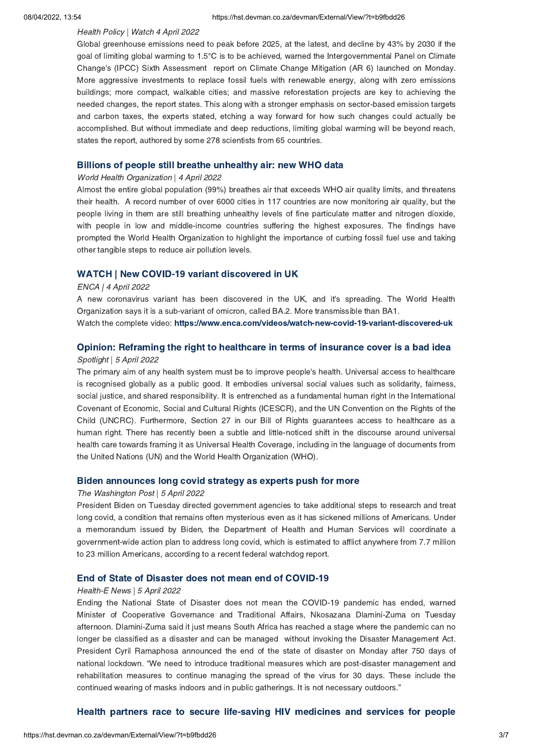*Health Policy | Watch 4 April 2022*

Global greenhouse emissions need to peak before 2025, at the latest, and decline by 43% by 2030 if the goal of limiting global warming to 1.5°C is to be achieved, warned the Intergovernmental Panel on Climate Change's (IPCC) Sixth Assessment report on Climate Change Mitigation (AR 6) launched on Monday. More aggressive investments to replace fossil fuels with renewable energy, along with zero emissions buildings; more compact, walkable cities; and massive reforestation projects are key to achieving the needed changes, the report states. This along with a stronger emphasis on sector-based emission targets and carbon taxes, the experts stated, etching a way forward for how such changes could actually be accomplished. But without immediate and deep reductions, limiting global warming will be beyond reach, states the report, authored by some 278 scientists from 65 countries.

### Billions of people still breathe unhealthy air: new WHO data

*World Health Organization | 4 April 2022*

Almost the entire global population (99%) breathes air that exceeds WHO air quality limits, and threatens their health. A record number of over 6000 cities in 117 countries are now monitoring air quality, but the people living in them are still breathing unhealthy levels of fine particulate matter and nitrogen dioxide, with people in low and middle-income countries suffering the highest exposures. The findings have prompted the World Health Organization to highlight the importance of curbing fossil fuel use and taking other tangible steps to reduce air pollution levels.

### WATCH | New COVID-19 variant discovered in UK

*ENCA | 4 April 2022*

A new coronavirus variant has been discovered in the UK, and it's spreading. The World Health Organization says it is a sub-variant of omicron, called BA.2. More transmissible than BA1.

Watch the complete video: **https://www.enca.com/videos/watch-new-covid-19-variant-discovered-uk**

### Opinion: Reframing the right to healthcare in terms of insurance cover is a bad idea

*Spotlight | 5 April 2022*

The primary aim of any health system must be to improve people's health. Universal access to healthcare is recognised globally as a public good. It embodies universal social values such as solidarity, fairness, social justice, and shared responsibility. It is entrenched as a fundamental human right in the International Covenant of Economic, Social and Cultural Rights (ICESCR), and the UN Convention on the Rights of the Child (UNCRC). Furthermore, Section 27 in our Bill of Rights guarantees access to healthcare as a human right. There has recently been a subtle and little-noticed shift in the discourse around universal health care towards framing it as Universal Health Coverage, including in the language of documents from the United Nations (UN) and the World Health Organization (WHO).

### Biden announces long covid strategy as experts push for more

*The Washington Post | 5 April 2022*

President Biden on Tuesday directed government agencies to take additional steps to research and treat long covid, a condition that remains often mysterious even as it has sickened millions of Americans. Under a memorandum issued by Biden, the Department of Health and Human Services will coordinate a government-wide action plan to address long covid, which is estimated to afflict anywhere from 7.7 million to 23 million Americans, according to a recent federal watchdog report.

### End of State of Disaster does not mean end of COVID-19

*Health-E News | 5 April 2022*

Ending the National State of Disaster does not mean the COVID-19 pandemic has ended, warned Minister of Cooperative Governance and Traditional Affairs, Nkosazana Dlamini-Zuma on Tuesday afternoon. Dlamini-Zuma said it just means South Africa has reached a stage where the pandemic can no longer be classified as a disaster and can be managed without invoking the Disaster Management Act. President Cyril Ramaphosa announced the end of the state of disaster on Monday after 750 days of national lockdown. "We need to introduce traditional measures which are post-disaster management and rehabilitation measures to continue managing the spread of the virus for 30 days. These include the continued wearing of masks indoors and in public gatherings. It is not necessary outdoors."

### Health partners race to secure life-saving HIV medicines and services for people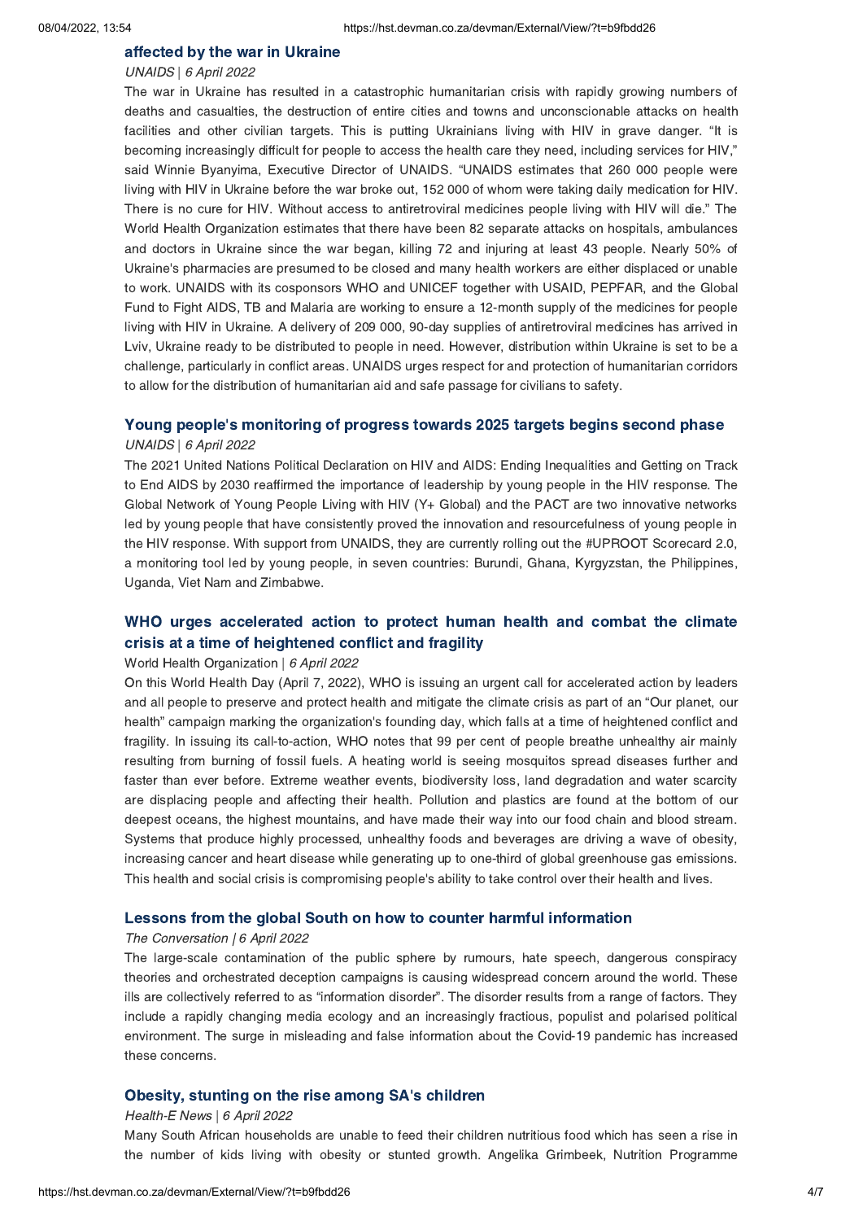## affected by the war in Ukraine

*UNAIDS | 6 April 2022*

The war in Ukraine has resulted in a catastrophic humanitarian crisis with rapidly growing numbers of deaths and casualties, the destruction of entire cities and towns and unconscionable attacks on health facilities and other civilian targets. This is putting Ukrainians living with HIV in grave danger. “It is becoming increasingly difficult for people to access the health care they need, including services for HIV,” said Winnie Byanyima, Executive Director of UNAIDS. “UNAIDS estimates that 260 000 people were living with HIV in Ukraine before the war broke out, 152 000 of whom were taking daily medication for HIV. There is no cure for HIV. Without access to antiretroviral medicines people living with HIV will die.” The World Health Organization estimates that there have been 82 separate attacks on hospitals, ambulances and doctors in Ukraine since the war began, killing 72 and injuring at least 43 people. Nearly 50% of Ukraine's pharmacies are presumed to be closed and many health workers are either displaced or unable to work. UNAIDS with its cosponsors WHO and UNICEF together with USAID, PEPFAR, and the Global Fund to Fight AIDS, TB and Malaria are working to ensure a 12-month supply of the medicines for people living with HIV in Ukraine. A delivery of 209 000, 90-day supplies of antiretroviral medicines has arrived in Lviv, Ukraine ready to be distributed to people in need. However, distribution within Ukraine is set to be a challenge, particularly in conflict areas. UNAIDS urges respect for and protection of humanitarian corridors to allow for the distribution of humanitarian aid and safe passage for civilians to safety.

## Young people's monitoring of progress towards 2025 targets begins second phase

*UNAIDS | 6 April 2022*

The 2021 United Nations Political Declaration on HIV and AIDS: Ending Inequalities and Getting on Track to End AIDS by 2030 reaffirmed the importance of leadership by young people in the HIV response. The Global Network of Young People Living with HIV (Y+ Global) and the PACT are two innovative networks led by young people that have consistently proved the innovation and resourcefulness of young people in the HIV response. With support from UNAIDS, they are currently rolling out the #UPROOT Scorecard 2.0, a monitoring tool led by young people, in seven countries: Burundi, Ghana, Kyrgyzstan, the Philippines, Uganda, Viet Nam and Zimbabwe.

## WHO urges accelerated action to protect human health and combat the climate crisis at a time of heightened conflict and fragility

World Health Organization | *6 April 2022*

On this World Health Day (April 7, 2022), WHO is issuing an urgent call for accelerated action by leaders and all people to preserve and protect health and mitigate the climate crisis as part of an “Our planet, our health” campaign marking the organization's founding day, which falls at a time of heightened conflict and fragility. In issuing its call-to-action, WHO notes that 99 per cent of people breathe unhealthy air mainly resulting from burning of fossil fuels. A heating world is seeing mosquitos spread diseases further and faster than ever before. Extreme weather events, biodiversity loss, land degradation and water scarcity are displacing people and affecting their health. Pollution and plastics are found at the bottom of our deepest oceans, the highest mountains, and have made their way into our food chain and blood stream. Systems that produce highly processed, unhealthy foods and beverages are driving a wave of obesity, increasing cancer and heart disease while generating up to one-third of global greenhouse gas emissions. This health and social crisis is compromising people's ability to take control over their health and lives.

## Lessons from the global South on how to counter harmful information

*The Conversation | 6 April 2022*

The large-scale contamination of the public sphere by rumours, hate speech, dangerous conspiracy theories and orchestrated deception campaigns is causing widespread concern around the world. These ills are collectively referred to as “information disorder”. The disorder results from a range of factors. They include a rapidly changing media ecology and an increasingly fractious, populist and polarised political environment. The surge in misleading and false information about the Covid-19 pandemic has increased these concerns.

## Obesity, stunting on the rise among SA's children

*Health-E News | 6 April 2022*

Many South African households are unable to feed their children nutritious food which has seen a rise in the number of kids living with obesity or stunted growth. Angelika Grimbeek, Nutrition Programme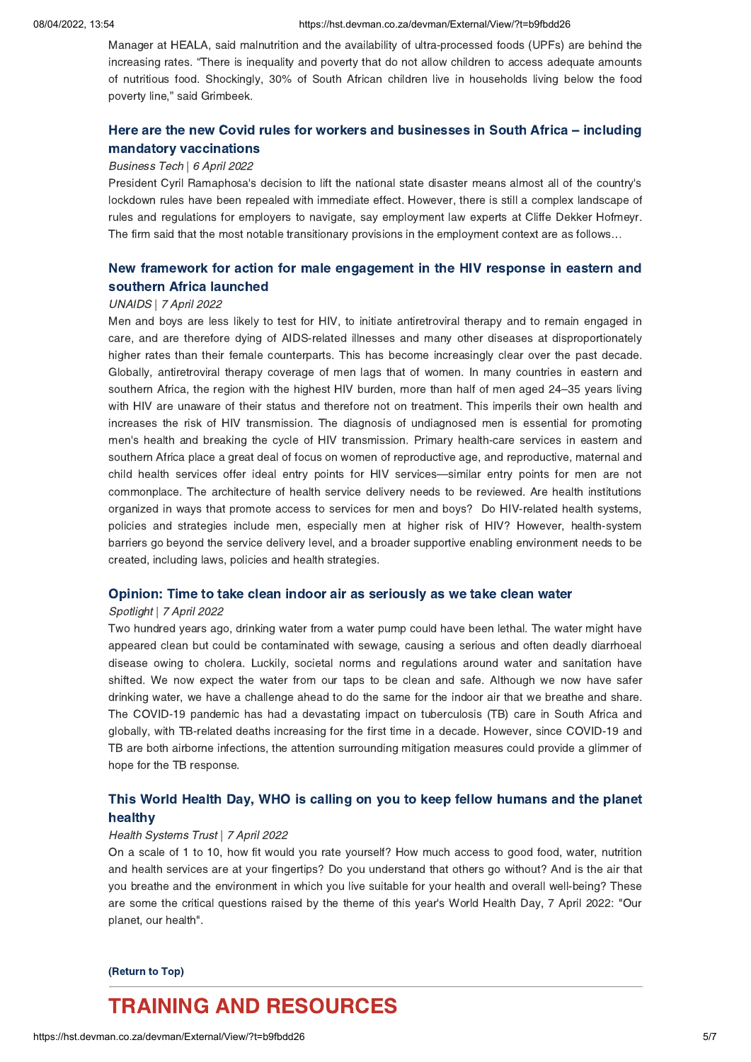Manager at HEALA, said malnutrition and the availability of ultra-processed foods (UPFs) are behind the increasing rates. "There is inequality and poverty that do not allow children to access adequate amounts of nutritious food. Shockingly, 30% of South African children live in households living below the food poverty line," said Grimbeek.

### Here are the new Covid rules for workers and businesses in South Africa – including mandatory vaccinations

*Business Tech | 6 April 2022*

President Cyril Ramaphosa's decision to lift the national state disaster means almost all of the country's lockdown rules have been repealed with immediate effect. However, there is still a complex landscape of rules and regulations for employers to navigate, say employment law experts at Cliffe Dekker Hofmeyr. The firm said that the most notable transitional provisions in the employment context are as follows…

### New framework for action for male engagement in the HIV response in eastern and southern Africa launched

*UNAIDS | 7 April 2022*

Men and boys are less likely to test for HIV, to initiate antiretroviral therapy and to remain engaged in care, and are therefore dying of AIDS-related illnesses and many other diseases at disproportionately higher rates than their female counterparts. This has become increasingly clear over the past decade. Globally, antiretroviral therapy coverage of men lags that of women. In many countries in eastern and southern Africa, the region with the highest HIV burden, more than half of men aged 24–35 years living with HIV are unaware of their status and therefore not on treatment. This imperils their own health and increases the risk of HIV transmission. The diagnosis of undiagnosed men is essential for promoting men's health and breaking the cycle of HIV transmission. Primary health-care services in eastern and southern Africa place a great deal of focus on women of reproductive age, and reproductive, maternal and child health services offer ideal entry points for HIV services—similar entry points for men are not commonplace. The architecture of health service delivery needs to be reviewed. Are health institutions organized in ways that promote access to services for men and boys? Do HIV-related health systems, policies and strategies include men, especially men at higher risk of HIV? However, health-system barriers go beyond the service delivery level, and a broader supportive enabling environment needs to be created, including laws, policies and health strategies.

### Opinion: Time to take clean indoor air as seriously as we take clean water

*Spotlight | 7 April 2022*

Two hundred years ago, drinking water from a water pump could have been lethal. The water might have appeared clean but could be contaminated with sewage, causing a serious and often deadly diarrhoeal disease owing to cholera. Luckily, societal norms and regulations around water and sanitation have shifted. We now expect the water from our taps to be clean and safe. Although we now have safer drinking water, we have a challenge ahead to do the same for the indoor air that we breathe and share. The COVID-19 pandemic has had a devastating impact on tuberculosis (TB) care in South Africa and globally, with TB-related deaths increasing for the first time in a decade. However, since COVID-19 and TB are both airborne infections, the attention surrounding mitigation measures could provide a glimmer of hope for the TB response.

### This World Health Day, WHO is calling on you to keep fellow humans and the planet healthy

*Health Systems Trust | 7 April 2022*

On a scale of 1 to 10, how fit would you rate yourself? How much access to good food, water, nutrition and health services are at your fingertips? Do you understand that others go without? And is the air that you breathe and the environment in which you live suitable for your health and overall well-being? These are some the critical questions raised by the theme of this year's World Health Day, 7 April 2022: "Our planet, our health".

**(Return to Top)**

## TRAINING AND RESOURCES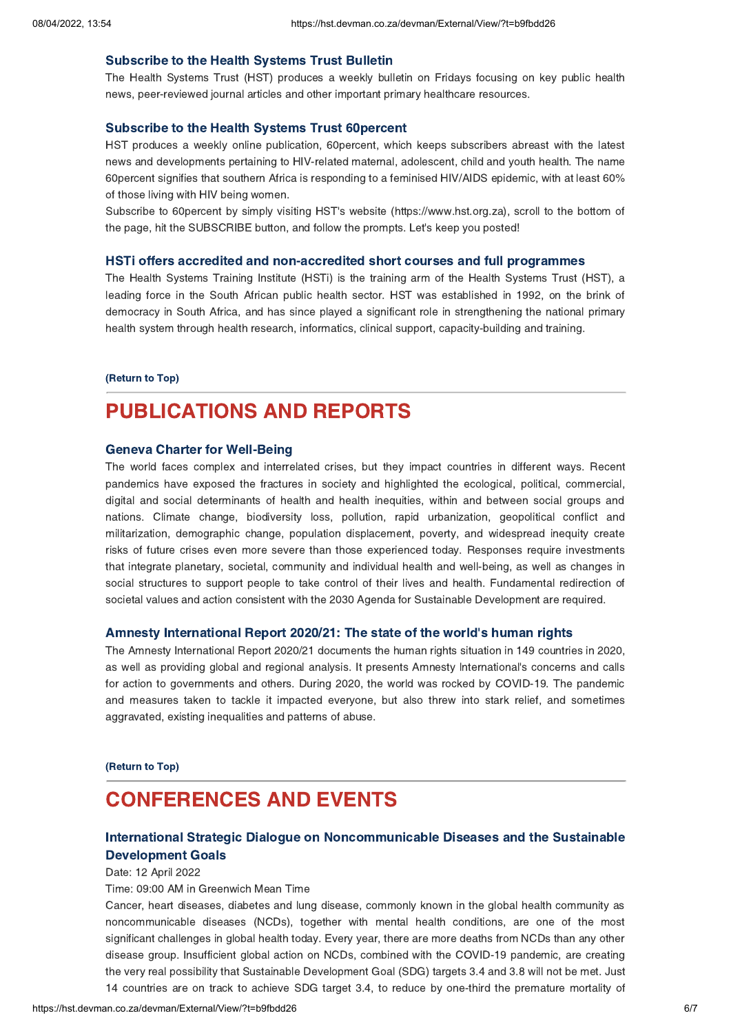### Subscribe to the Health Systems Trust Bulletin

The Health Systems Trust (HST) produces a weekly bulletin on Fridays focusing on key public health news, peer-reviewed journal articles and other important primary healthcare resources.

### Subscribe to the Health Systems Trust 60percent

HST produces a weekly online publication, 60percent, which keeps subscribers abreast with the latest news and developments pertaining to HIV-related maternal, adolescent, child and youth health. The name 60percent signifies that southern Africa is responding to a feminised HIV/AIDS epidemic, with at least 60% of those living with HIV being women.

Subscribe to 60percent by simply visiting HST's website (https://www.hst.org.za), scroll to the bottom of the page, hit the SUBSCRIBE button, and follow the prompts. Let's keep you posted!

### HSTi offers accredited and non-accredited short courses and full programmes

The Health Systems Training Institute (HSTi) is the training arm of the Health Systems Trust (HST), a leading force in the South African public health sector. HST was established in 1992, on the brink of democracy in South Africa, and has since played a significant role in strengthening the national primary health system through health research, informatics, clinical support, capacity-building and training.

**(Return to Top)**

---

## PUBLICATIONS AND REPORTS

### Geneva Charter for Well-Being

The world faces complex and interrelated crises, but they impact countries in different ways. Recent pandemics have exposed the fractures in society and highlighted the ecological, political, commercial, digital and social determinants of health and health inequities, within and between social groups and nations. Climate change, biodiversity loss, pollution, rapid urbanization, geopolitical conflict and militarization, demographic change, population displacement, poverty, and widespread inequity create risks of future crises even more severe than those experienced today. Responses require investments that integrate planetary, societal, community and individual health and well-being, as well as changes in social structures to support people to take control of their lives and health. Fundamental redirection of societal values and action consistent with the 2030 Agenda for Sustainable Development are required.

### Amnesty International Report 2020/21: The state of the world's human rights

The Amnesty International Report 2020/21 documents the human rights situation in 149 countries in 2020, as well as providing global and regional analysis. It presents Amnesty International's concerns and calls for action to governments and others. During 2020, the world was rocked by COVID-19. The pandemic and measures taken to tackle it impacted everyone, but also threw into stark relief, and sometimes aggravated, existing inequalities and patterns of abuse.

**(Return to Top)**

---

## CONFERENCES AND EVENTS

### International Strategic Dialogue on Noncommunicable Diseases and the Sustainable Development Goals

Date: 12 April 2022

Time: 09:00 AM in Greenwich Mean Time

Cancer, heart diseases, diabetes and lung disease, commonly known in the global health community as noncommunicable diseases (NCDs), together with mental health conditions, are one of the most significant challenges in global health today. Every year, there are more deaths from NCDs than any other disease group. Insufficient global action on NCDs, combined with the COVID-19 pandemic, are creating the very real possibility that Sustainable Development Goal (SDG) targets 3.4 and 3.8 will not be met. Just 14 countries are on track to achieve SDG target 3.4, to reduce by one-third the premature mortality of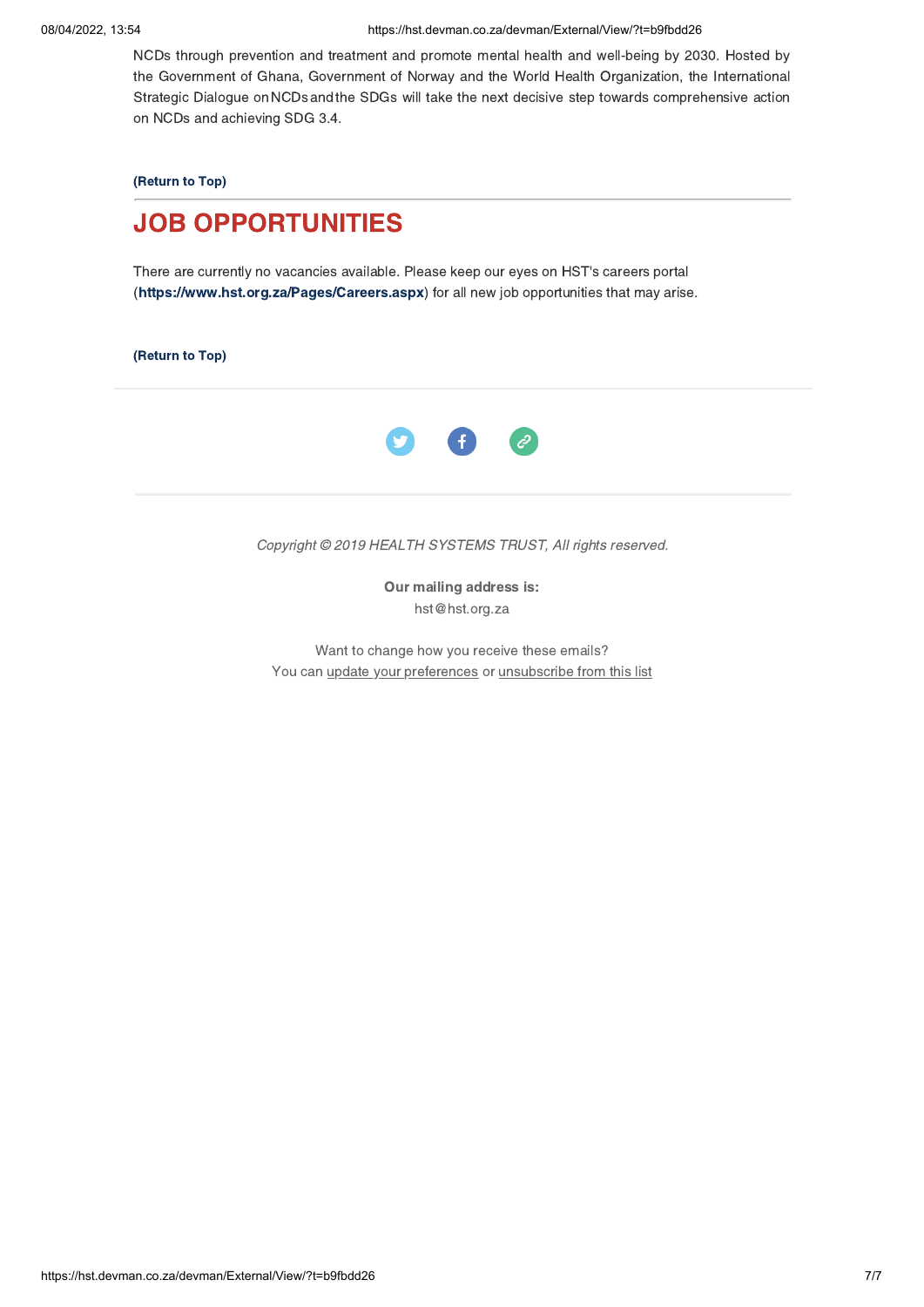NCDs through prevention and treatment and promote mental health and well-being by 2030. Hosted by the Government of Ghana, Government of Norway and the World Health Organization, the International Strategic Dialogue on NCDs and the SDGs will take the next decisive step towards comprehensive action on NCDs and achieving SDG 3.4.

**(Return to Top)**

# JOB OPPORTUNITIES

There are currently no vacancies available. Please keep our eyes on HST's careers portal (**https://www.hst.org.za/Pages/Careers.aspx**) for all new job opportunities that may arise.

**(Return to Top)**

*Copyright © 2019 HEALTH SYSTEMS TRUST, All rights reserved.*

**Our mailing address is:**
hst@hst.org.za

Want to change how you receive these emails?
You can update your preferences or unsubscribe from this list